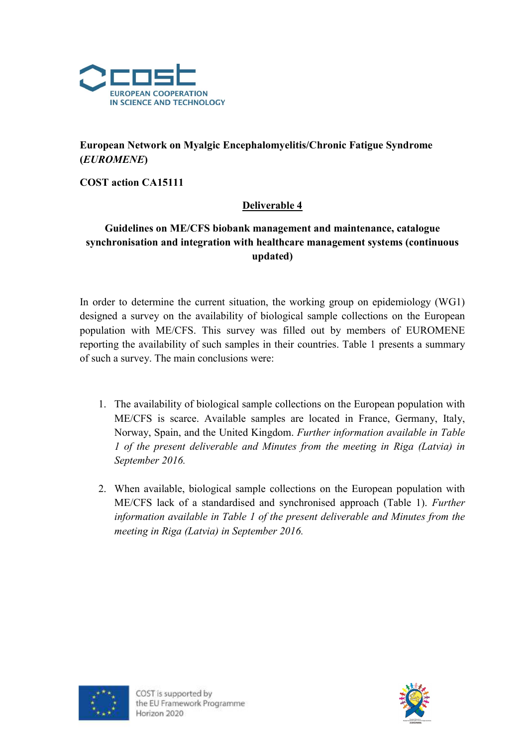European Network on Myalgic Encephalomyelitis/Chronic Fatigue Syndrome (***EUROMENE***)

**COST action CA15111**

# Deliverable 4

## Guidelines on ME/CFS biobank management and maintenance, catalogue synchronisation and integration with healthcare management systems (continuous updated)

In order to determine the current situation, the working group on epidemiology (WG1) designed a survey on the availability of biological sample collections on the European population with ME/CFS. This survey was filled out by members of EUROMENE reporting the availability of such samples in their countries. Table 1 presents a summary of such a survey. The main conclusions were:

1. The availability of biological sample collections on the European population with ME/CFS is scarce. Available samples are located in France, Germany, Italy, Norway, Spain, and the United Kingdom. *Further information available in Table 1 of the present deliverable and Minutes from the meeting in Riga (Latvia) in September 2016.*

2. When available, biological sample collections on the European population with ME/CFS lack of a standardised and synchronised approach (Table 1). *Further information available in Table 1 of the present deliverable and Minutes from the meeting in Riga (Latvia) in September 2016.*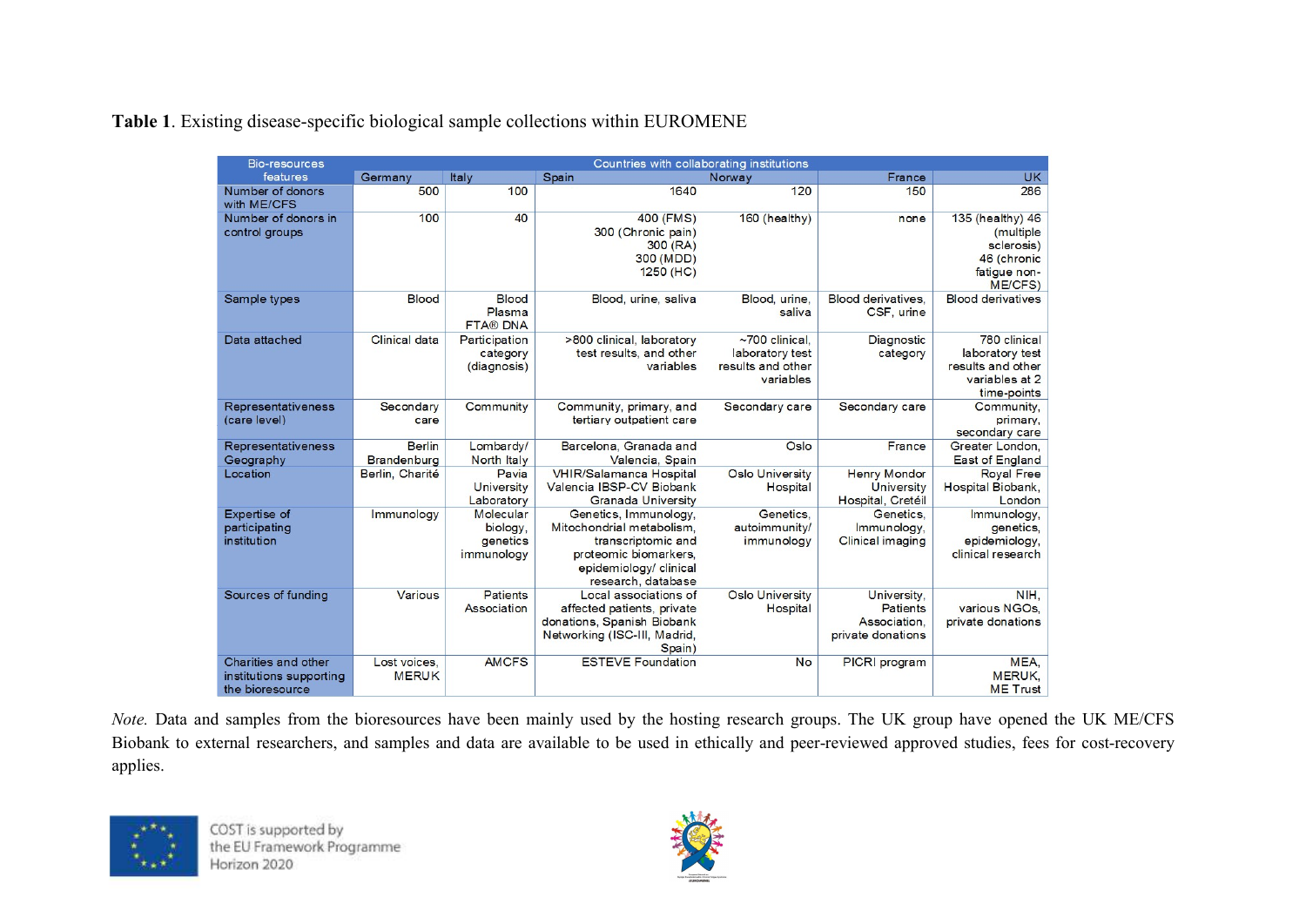**Table 1**. Existing disease-specific biological sample collections within EUROMENE

| Bio-resources features | Countries with collaborating institutions | | | | | |
|---|---|---|---|---|---|---|
| | Germany | Italy | Spain | Norway | France | UK |
| Number of donors with ME/CFS | 500 | 100 | 1640 | 120 | 150 | 286 |
| Number of donors in control groups | 100 | 40 | 400 (FMS) 300 (Chronic pain) 300 (RA) 300 (MDD) 1250 (HC) | 160 (healthy) | none | 135 (healthy) 46 (multiple sclerosis) 46 (chronic fatigue non-ME/CFS) |
| Sample types | Blood | Blood Plasma FTA® DNA | Blood, urine, saliva | Blood, urine, saliva | Blood derivatives, CSF, urine | Blood derivatives |
| Data attached | Clinical data | Participation category (diagnosis) | >800 clinical, laboratory test results, and other variables | ~700 clinical, laboratory test results and other variables | Diagnostic category | 780 clinical laboratory test results and other variables at 2 time-points |
| Representativeness (care level) | Secondary care | Community | Community, primary, and tertiary outpatient care | Secondary care | Secondary care | Community, primary, secondary care |
| Representativeness Geography | Berlin Brandenburg | Lombardy/ North Italy | Barcelona, Granada and Valencia, Spain | Oslo | France | Greater London, East of England |
| Location | Berlin, Charité | Pavia University Laboratory | VHIR/Salamanca Hospital Valencia IBSP-CV Biobank Granada University | Oslo University Hospital | Henry Mondor University Hospital, Creteil | Royal Free Hospital Biobank, London |
| Expertise of participating institution | Immunology | Molecular biology, genetics immunology | Genetics, Immunology, Mitochondrial metabolism, transcriptomic and proteomic biomarkers, epidemiology/ clinical research, database | Genetics, autoimmunity/ immunology | Genetics, Immunology, Clinical imaging | Immunology, genetics, epidemiology, clinical research |
| Sources of funding | Various | Patients Association | Local associations of affected patients, private donations, Spanish Biobank Networking (ISC-III, Madrid, Spain) | Oslo University Hospital | University, Patients Association, private donations | NIH, various NGOs, private donations |
| Charities and other institutions supporting the bioresource | Lost voices, MERUK | AMCFS | ESTEVE Foundation | No | PICRI program | MEA, MERUK, ME Trust |

*Note.* Data and samples from the bioresources have been mainly used by the hosting research groups. The UK group have opened the UK ME/CFS Biobank to external researchers, and samples and data are available to be used in ethically and peer-reviewed approved studies, fees for cost-recovery applies.

COST is supported by the EU Framework Programme Horizon 2020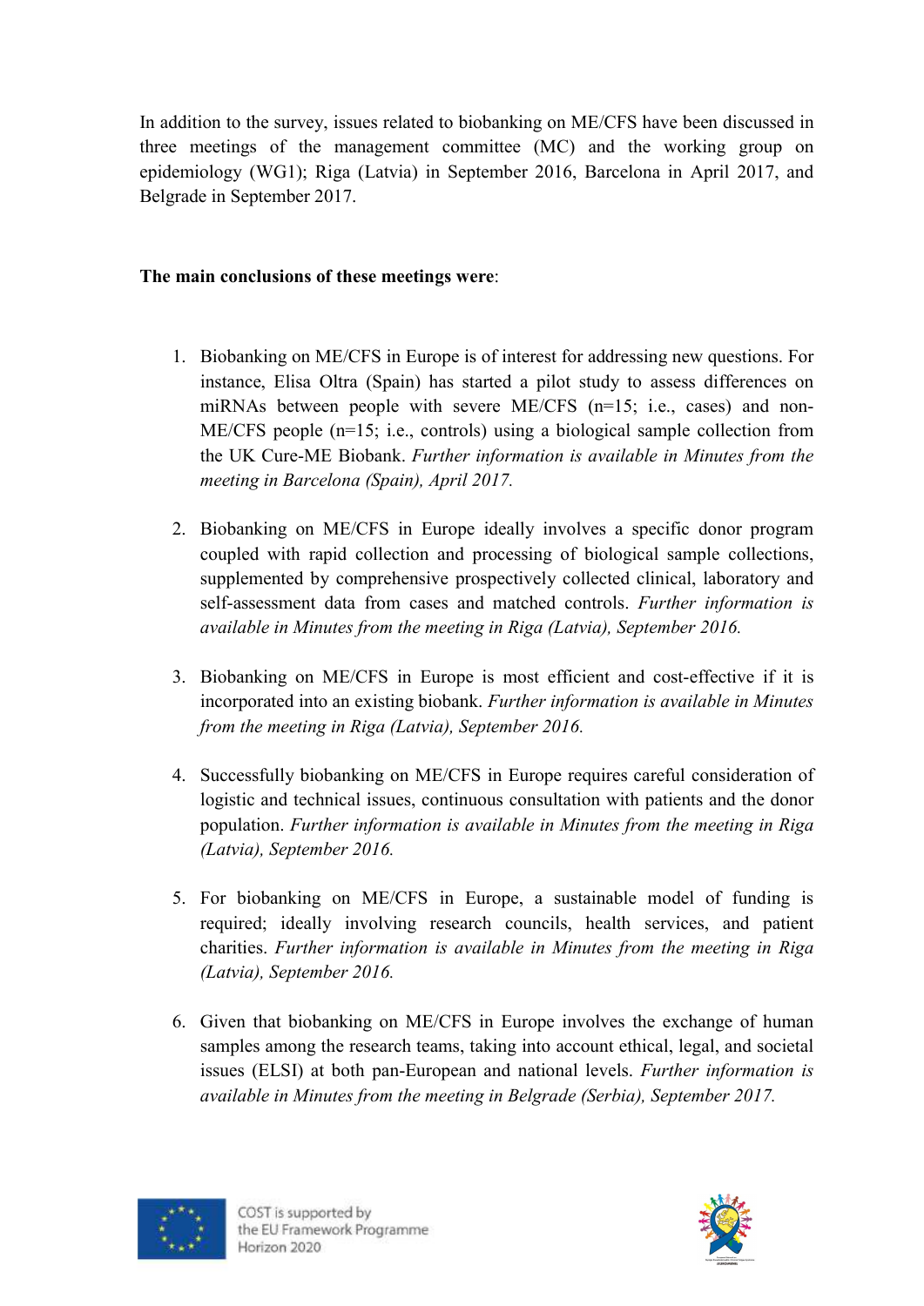In addition to the survey, issues related to biobanking on ME/CFS have been discussed in three meetings of the management committee (MC) and the working group on epidemiology (WG1); Riga (Latvia) in September 2016, Barcelona in April 2017, and Belgrade in September 2017.

**The main conclusions of these meetings were**:

1. Biobanking on ME/CFS in Europe is of interest for addressing new questions. For instance, Elisa Oltra (Spain) has started a pilot study to assess differences on miRNAs between people with severe ME/CFS (n=15; i.e., cases) and non-ME/CFS people (n=15; i.e., controls) using a biological sample collection from the UK Cure-ME Biobank. *Further information is available in Minutes from the meeting in Barcelona (Spain), April 2017.*

2. Biobanking on ME/CFS in Europe ideally involves a specific donor program coupled with rapid collection and processing of biological sample collections, supplemented by comprehensive prospectively collected clinical, laboratory and self-assessment data from cases and matched controls. *Further information is available in Minutes from the meeting in Riga (Latvia), September 2016.*

3. Biobanking on ME/CFS in Europe is most efficient and cost-effective if it is incorporated into an existing biobank. *Further information is available in Minutes from the meeting in Riga (Latvia), September 2016.*

4. Successfully biobanking on ME/CFS in Europe requires careful consideration of logistic and technical issues, continuous consultation with patients and the donor population. *Further information is available in Minutes from the meeting in Riga (Latvia), September 2016.*

5. For biobanking on ME/CFS in Europe, a sustainable model of funding is required; ideally involving research councils, health services, and patient charities. *Further information is available in Minutes from the meeting in Riga (Latvia), September 2016.*

6. Given that biobanking on ME/CFS in Europe involves the exchange of human samples among the research teams, taking into account ethical, legal, and societal issues (ELSI) at both pan-European and national levels. *Further information is available in Minutes from the meeting in Belgrade (Serbia), September 2017.*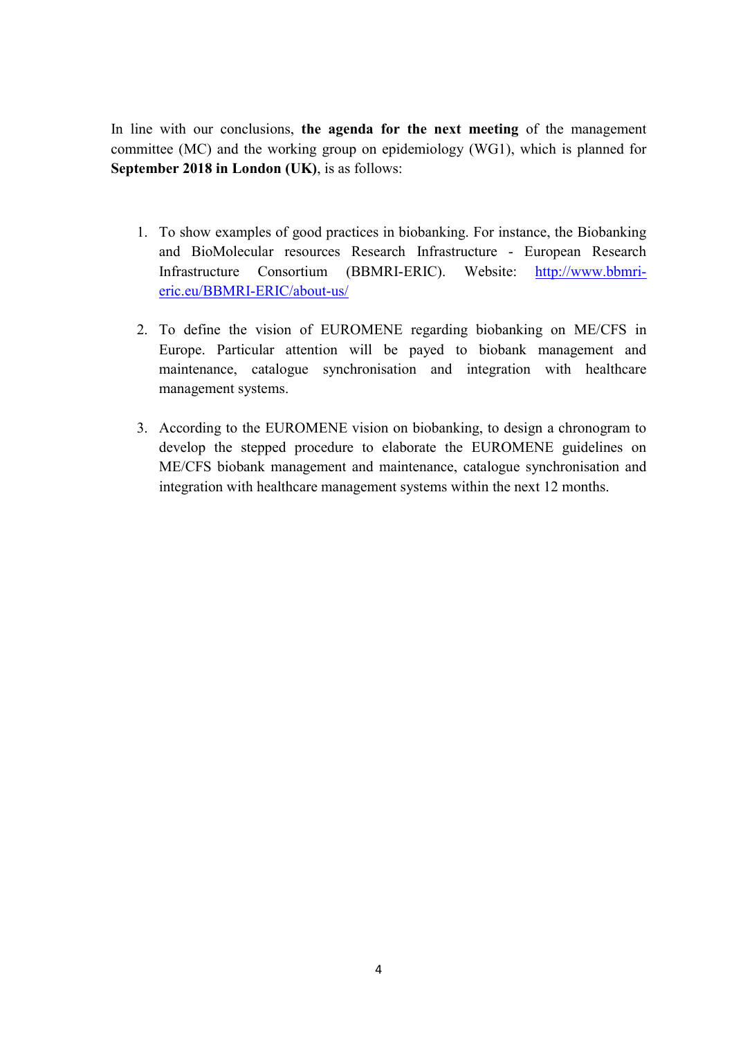In line with our conclusions, **the agenda for the next meeting** of the management committee (MC) and the working group on epidemiology (WG1), which is planned for **September 2018 in London (UK)**, is as follows:

1. To show examples of good practices in biobanking. For instance, the Biobanking and BioMolecular resources Research Infrastructure - European Research Infrastructure Consortium (BBMRI-ERIC). Website: [http://www.bbmri-eric.eu/BBMRI-ERIC/about-us/](http://www.bbmri-eric.eu/BBMRI-ERIC/about-us/)

2. To define the vision of EUROMENE regarding biobanking on ME/CFS in Europe. Particular attention will be payed to biobank management and maintenance, catalogue synchronisation and integration with healthcare management systems.

3. According to the EUROMENE vision on biobanking, to design a chronogram to develop the stepped procedure to elaborate the EUROMENE guidelines on ME/CFS biobank management and maintenance, catalogue synchronisation and integration with healthcare management systems within the next 12 months.